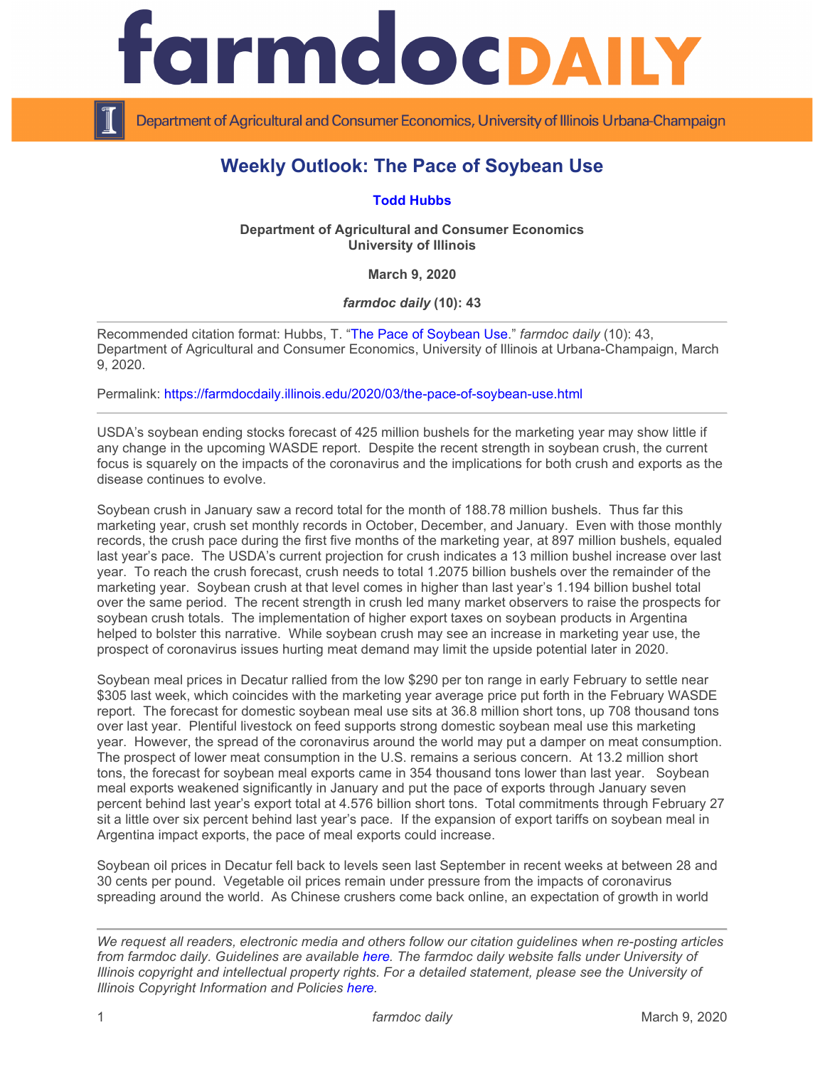# Weekly Outlook: The Pace of Soybean Use

**Todd Hubbs**

**Department of Agricultural and Consumer Economics**
**University of Illinois**

**March 9, 2020**

***farmdoc daily* (10): 43**

---

Recommended citation format: Hubbs, T. "The Pace of Soybean Use." *farmdoc daily* (10): 43, Department of Agricultural and Consumer Economics, University of Illinois at Urbana-Champaign, March 9, 2020.

Permalink: https://farmdocdaily.illinois.edu/2020/03/the-pace-of-soybean-use.html

---

USDA's soybean ending stocks forecast of 425 million bushels for the marketing year may show little if any change in the upcoming WASDE report. Despite the recent strength in soybean crush, the current focus is squarely on the impacts of the coronavirus and the implications for both crush and exports as the disease continues to evolve.

Soybean crush in January saw a record total for the month of 188.78 million bushels. Thus far this marketing year, crush set monthly records in October, December, and January. Even with those monthly records, the crush pace during the first five months of the marketing year, at 897 million bushels, equaled last year's pace. The USDA's current projection for crush indicates a 13 million bushel increase over last year. To reach the crush forecast, crush needs to total 1.2075 billion bushels over the remainder of the marketing year. Soybean crush at that level comes in higher than last year's 1.194 billion bushel total over the same period. The recent strength in crush led many market observers to raise the prospects for soybean crush totals. The implementation of higher export taxes on soybean products in Argentina helped to bolster this narrative. While soybean crush may see an increase in marketing year use, the prospect of coronavirus issues hurting meat demand may limit the upside potential later in 2020.

Soybean meal prices in Decatur rallied from the low $290 per ton range in early February to settle near $305 last week, which coincides with the marketing year average price put forth in the February WASDE report. The forecast for domestic soybean meal use sits at 36.8 million short tons, up 708 thousand tons over last year. Plentiful livestock on feed supports strong domestic soybean meal use this marketing year. However, the spread of the coronavirus around the world may put a damper on meat consumption. The prospect of lower meat consumption in the U.S. remains a serious concern. At 13.2 million short tons, the forecast for soybean meal exports came in 354 thousand tons lower than last year. Soybean meal exports weakened significantly in January and put the pace of exports through January seven percent behind last year's export total at 4.576 billion short tons. Total commitments through February 27 sit a little over six percent behind last year's pace. If the expansion of export tariffs on soybean meal in Argentina impact exports, the pace of meal exports could increase.

Soybean oil prices in Decatur fell back to levels seen last September in recent weeks at between 28 and 30 cents per pound. Vegetable oil prices remain under pressure from the impacts of coronavirus spreading around the world. As Chinese crushers come back online, an expectation of growth in world

---

*We request all readers, electronic media and others follow our citation guidelines when re-posting articles from farmdoc daily. Guidelines are available here. The farmdoc daily website falls under University of Illinois copyright and intellectual property rights. For a detailed statement, please see the University of Illinois Copyright Information and Policies here.*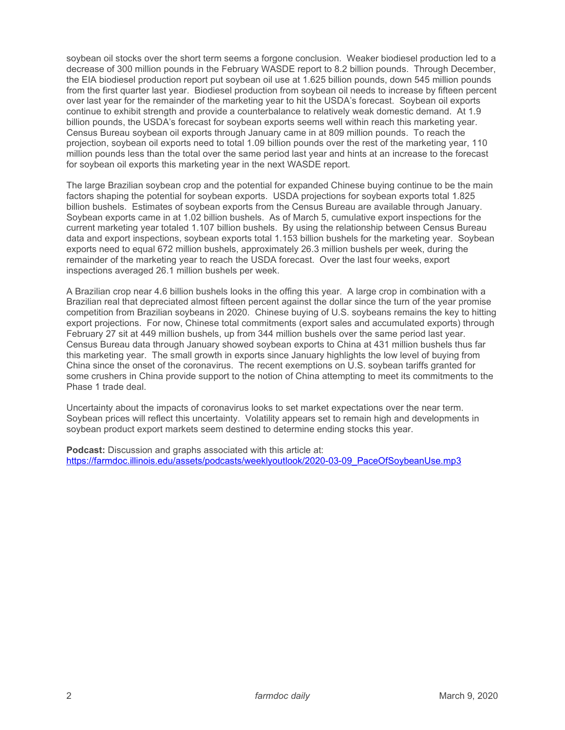soybean oil stocks over the short term seems a forgone conclusion. Weaker biodiesel production led to a decrease of 300 million pounds in the February WASDE report to 8.2 billion pounds. Through December, the EIA biodiesel production report put soybean oil use at 1.625 billion pounds, down 545 million pounds from the first quarter last year. Biodiesel production from soybean oil needs to increase by fifteen percent over last year for the remainder of the marketing year to hit the USDA's forecast. Soybean oil exports continue to exhibit strength and provide a counterbalance to relatively weak domestic demand. At 1.9 billion pounds, the USDA's forecast for soybean exports seems well within reach this marketing year. Census Bureau soybean oil exports through January came in at 809 million pounds. To reach the projection, soybean oil exports need to total 1.09 billion pounds over the rest of the marketing year, 110 million pounds less than the total over the same period last year and hints at an increase to the forecast for soybean oil exports this marketing year in the next WASDE report.

The large Brazilian soybean crop and the potential for expanded Chinese buying continue to be the main factors shaping the potential for soybean exports. USDA projections for soybean exports total 1.825 billion bushels. Estimates of soybean exports from the Census Bureau are available through January. Soybean exports came in at 1.02 billion bushels. As of March 5, cumulative export inspections for the current marketing year totaled 1.107 billion bushels. By using the relationship between Census Bureau data and export inspections, soybean exports total 1.153 billion bushels for the marketing year. Soybean exports need to equal 672 million bushels, approximately 26.3 million bushels per week, during the remainder of the marketing year to reach the USDA forecast. Over the last four weeks, export inspections averaged 26.1 million bushels per week.

A Brazilian crop near 4.6 billion bushels looks in the offing this year. A large crop in combination with a Brazilian real that depreciated almost fifteen percent against the dollar since the turn of the year promise competition from Brazilian soybeans in 2020. Chinese buying of U.S. soybeans remains the key to hitting export projections. For now, Chinese total commitments (export sales and accumulated exports) through February 27 sit at 449 million bushels, up from 344 million bushels over the same period last year. Census Bureau data through January showed soybean exports to China at 431 million bushels thus far this marketing year. The small growth in exports since January highlights the low level of buying from China since the onset of the coronavirus. The recent exemptions on U.S. soybean tariffs granted for some crushers in China provide support to the notion of China attempting to meet its commitments to the Phase 1 trade deal.

Uncertainty about the impacts of coronavirus looks to set market expectations over the near term. Soybean prices will reflect this uncertainty. Volatility appears set to remain high and developments in soybean product export markets seem destined to determine ending stocks this year.

**Podcast:** Discussion and graphs associated with this article at:
https://farmdoc.illinois.edu/assets/podcasts/weeklyoutlook/2020-03-09_PaceOfSoybeanUse.mp3